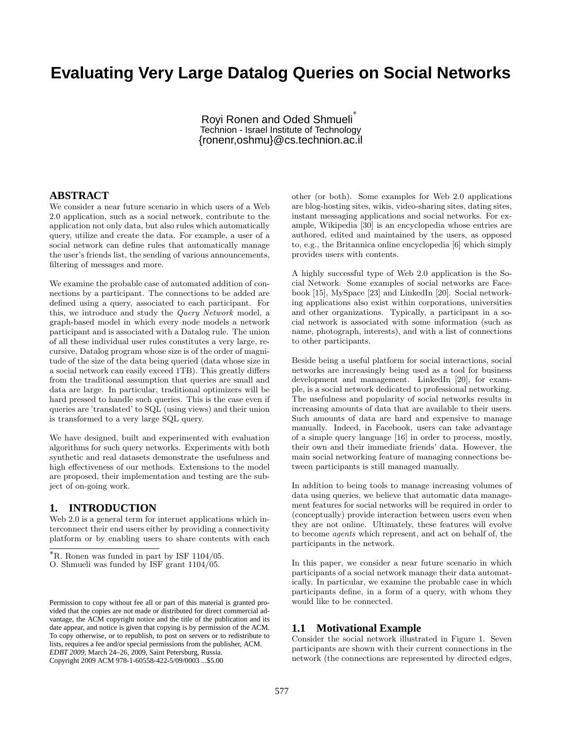# Evaluating Very Large Datalog Queries on Social Networks

Royi Ronen and Oded Shmueli[*]
Technion - Israel Institute of Technology
{ronenr,oshmu}@cs.technion.ac.il

## ABSTRACT

We consider a near future scenario in which users of a Web 2.0 application, such as a social network, contribute to the application not only data, but also rules which automatically query, utilize and create the data. For example, a user of a social network can define rules that automatically manage the user's friends list, the sending of various announcements, filtering of messages and more.

We examine the probable case of automated addition of connections by a participant. The connections to be added are defined using a query, associated to each participant. For this, we introduce and study the *Query Network* model, a graph-based model in which every node models a network participant and is associated with a Datalog rule. The union of all these individual user rules constitutes a very large, recursive, Datalog program whose size is of the order of magnitude of the size of the data being queried (data whose size in a social network can easily exceed 1TB). This greatly differs from the traditional assumption that queries are small and data are large. In particular, traditional optimizers will be hard pressed to handle such queries. This is the case even if queries are 'translated' to SQL (using views) and their union is transformed to a very large SQL query.

We have designed, built and experimented with evaluation algorithms for such query networks. Experiments with both synthetic and real datasets demonstrate the usefulness and high effectiveness of our methods. Extensions to the model are proposed, their implementation and testing are the subject of on-going work.

## 1. INTRODUCTION

Web 2.0 is a general term for internet applications which interconnect their end users either by providing a connectivity platform or by enabling users to share contents with each other (or both). Some examples for Web 2.0 applications are blog-hosting sites, wikis, video-sharing sites, dating sites, instant messaging applications and social networks. For example, Wikipedia [30] is an encyclopedia whose entries are authored, edited and maintained by the users, as opposed to, e.g., the Britannica online encyclopedia [6] which simply provides users with contents.

A highly successful type of Web 2.0 application is the Social Network. Some examples of social networks are Facebook [15], MySpace [23] and LinkedIn [20]. Social networking applications also exist within corporations, universities and other organizations. Typically, a participant in a social network is associated with some information (such as name, photograph, interests), and with a list of connections to other participants.

Beside being a useful platform for social interactions, social networks are increasingly being used as a tool for business development and management. LinkedIn [20], for example, is a social network dedicated to professional networking. The usefulness and popularity of social networks results in increasing amounts of data that are available to their users. Such amounts of data are hard and expensive to manage manually. Indeed, in Facebook, users can take advantage of a simple query language [16] in order to process, mostly, their own and their immediate friends' data. However, the main social networking feature of managing connections between participants is still managed manually.

In addition to being tools to manage increasing volumes of data using queries, we believe that automatic data management features for social networks will be required in order to (conceptually) provide interaction between users even when they are not online. Ultimately, these features will evolve to become *agents* which represent, and act on behalf of, the participants in the network.

In this paper, we consider a near future scenario in which participants of a social network manage their data automatically. In particular, we examine the probable case in which participants define, in a form of a query, with whom they would like to be connected.

### 1.1 Motivational Example

Consider the social network illustrated in Figure 1. Seven participants are shown with their current connections in the network (the connections are represented by directed edges,

---

[*] R. Ronen was funded in part by ISF 1104/05.
O. Shmueli was funded by ISF grant 1104/05.

Permission to copy without fee all or part of this material is granted provided that the copies are not made or distributed for direct commercial advantage, the ACM copyright notice and the title of the publication and its date appear, and notice is given that copying is by permission of the ACM. To copy otherwise, or to republish, to post on servers or to redistribute to lists, requires a fee and/or special permissions from the publisher, ACM.
*EDBT 2009*, March 24–26, 2009, Saint Petersburg, Russia.
Copyright 2009 ACM 978-1-60558-422-5/09/0003 ...$5.00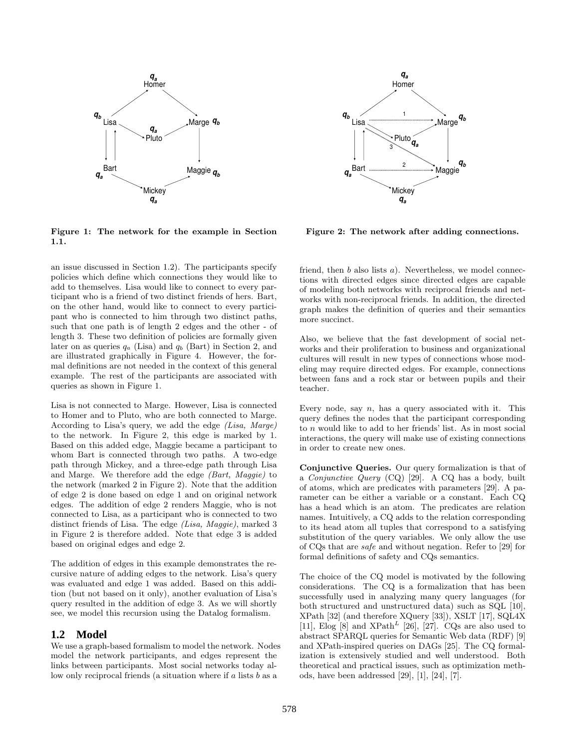Figure 1: The network for the example in Section 1.1.

Figure 2: The network after adding connections.

an issue discussed in Section 1.2). The participants specify policies which define which connections they would like to add to themselves. Lisa would like to connect to every participant who is a friend of two distinct friends of hers. Bart, on the other hand, would like to connect to every participant who is connected to him through two distinct paths, such that one path is of length 2 edges and the other - of length 3. These two definition of policies are formally given later on as queries $q_a$ (Lisa) and $q_b$ (Bart) in Section 2, and are illustrated graphically in Figure 4. However, the formal definitions are not needed in the context of this general example. The rest of the participants are associated with queries as shown in Figure 1.

Lisa is not connected to Marge. However, Lisa is connected to Homer and to Pluto, who are both connected to Marge. According to Lisa's query, we add the edge *(Lisa, Marge)* to the network. In Figure 2, this edge is marked by 1. Based on this added edge, Maggie became a participant to whom Bart is connected through two paths. A two-edge path through Mickey, and a three-edge path through Lisa and Marge. We therefore add the edge *(Bart, Maggie)* to the network (marked 2 in Figure 2). Note that the addition of edge 2 is done based on edge 1 and on original network edges. The addition of edge 2 renders Maggie, who is not connected to Lisa, as a participant who is connected to two distinct friends of Lisa. The edge *(Lisa, Maggie)*, marked 3 in Figure 2 is therefore added. Note that edge 3 is added based on original edges and edge 2.

The addition of edges in this example demonstrates the recursive nature of adding edges to the network. Lisa's query was evaluated and edge 1 was added. Based on this addition (but not based on it only), another evaluation of Lisa's query resulted in the addition of edge 3. As we will shortly see, we model this recursion using the Datalog formalism.

## 1.2 Model

We use a graph-based formalism to model the network. Nodes model the network participants, and edges represent the links between participants. Most social networks today allow only reciprocal friends (a situation where if $a$ lists $b$ as a friend, then $b$ also lists $a$). Nevertheless, we model connections with directed edges since directed edges are capable of modeling both networks with reciprocal friends and networks with non-reciprocal friends. In addition, the directed graph makes the definition of queries and their semantics more succinct.

Also, we believe that the fast development of social networks and their proliferation to business and organizational cultures will result in new types of connections whose modeling may require directed edges. For example, connections between fans and a rock star or between pupils and their teacher.

Every node, say $n$, has a query associated with it. This query defines the nodes that the participant corresponding to $n$ would like to add to her friends' list. As in most social interactions, the query will make use of existing connections in order to create new ones.

**Conjunctive Queries.** Our query formalization is that of a *Conjunctive Query* (CQ) [29]. A CQ has a body, built of atoms, which are predicates with parameters [29]. A parameter can be either a variable or a constant. Each CQ has a head which is an atom. The predicates are relation names. Intuitively, a CQ adds to the relation corresponding to its head atom all tuples that correspond to a satisfying substitution of the query variables. We only allow the use of CQs that are *safe* and without negation. Refer to [29] for formal definitions of safety and CQs semantics.

The choice of the CQ model is motivated by the following considerations. The CQ is a formalization that has been successfully used in analyzing many query languages (for both structured and unstructured data) such as SQL [10], XPath [32] (and therefore XQuery [33]), XSLT [17], SQL4X [11], Elog [8] and XPath$^L$ [26], [27]. CQs are also used to abstract SPARQL queries for Semantic Web data (RDF) [9] and XPath-inspired queries on DAGs [25]. The CQ formalization is extensively studied and well understood. Both theoretical and practical issues, such as optimization methods, have been addressed [29], [1], [24], [7].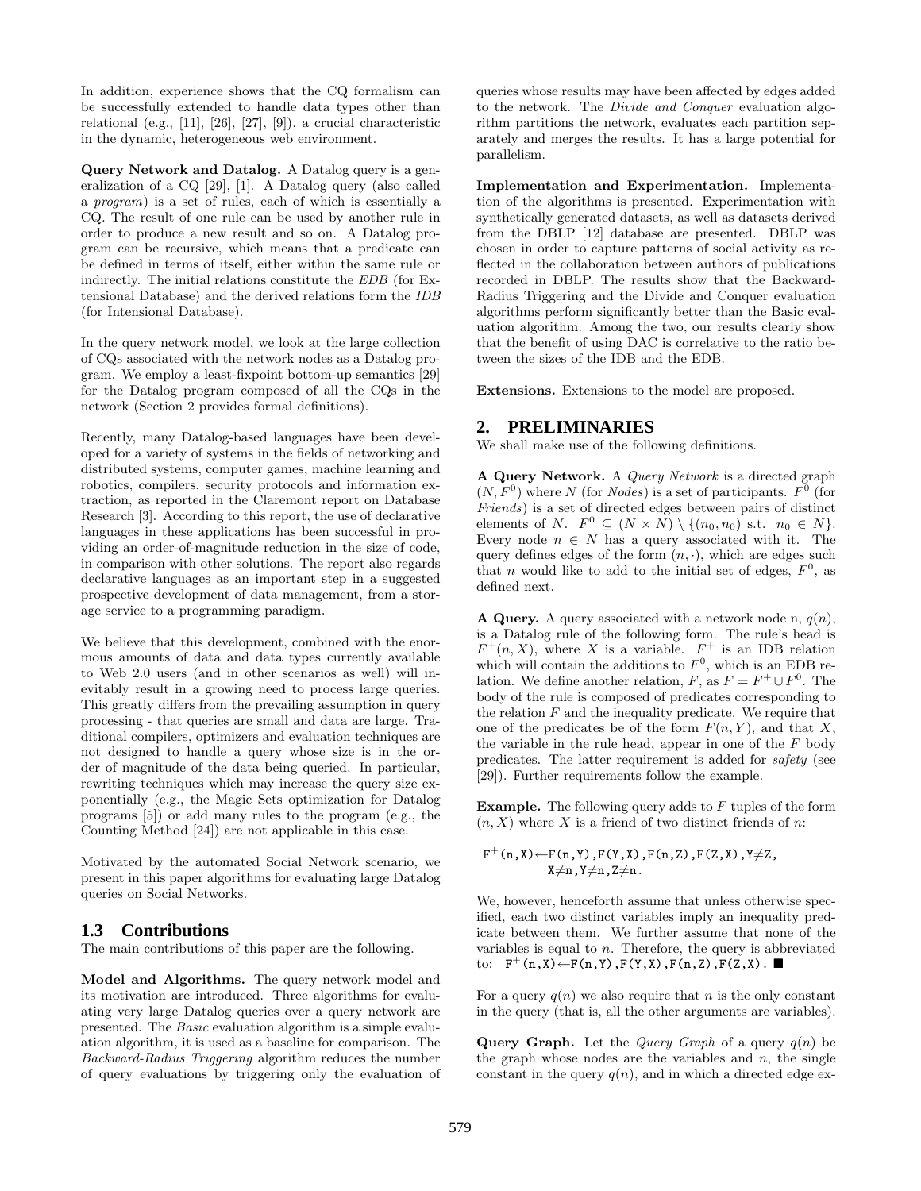In addition, experience shows that the CQ formalism can be successfully extended to handle data types other than relational (e.g., [11], [26], [27], [9]), a crucial characteristic in the dynamic, heterogeneous web environment.

**Query Network and Datalog.** A Datalog query is a generalization of a CQ [29], [1]. A Datalog query (also called a *program*) is a set of rules, each of which is essentially a CQ. The result of one rule can be used by another rule in order to produce a new result and so on. A Datalog program can be recursive, which means that a predicate can be defined in terms of itself, either within the same rule or indirectly. The initial relations constitute the *EDB* (for Extensional Database) and the derived relations form the *IDB* (for Intensional Database).

In the query network model, we look at the large collection of CQs associated with the network nodes as a Datalog program. We employ a least-fixpoint bottom-up semantics [29] for the Datalog program composed of all the CQs in the network (Section 2 provides formal definitions).

Recently, many Datalog-based languages have been developed for a variety of systems in the fields of networking and distributed systems, computer games, machine learning and robotics, compilers, security protocols and information extraction, as reported in the Claremont report on Database Research [3]. According to this report, the use of declarative languages in these applications has been successful in providing an order-of-magnitude reduction in the size of code, in comparison with other solutions. The report also regards declarative languages as an important step in a suggested prospective development of data management, from a storage service to a programming paradigm.

We believe that this development, combined with the enormous amounts of data and data types currently available to Web 2.0 users (and in other scenarios as well) will inevitably result in a growing need to process large queries. This greatly differs from the prevailing assumption in query processing - that queries are small and data are large. Traditional compilers, optimizers and evaluation techniques are not designed to handle a query whose size is in the order of magnitude of the data being queried. In particular, rewriting techniques which may increase the query size exponentially (e.g., the Magic Sets optimization for Datalog programs [5]) or add many rules to the program (e.g., the Counting Method [24]) are not applicable in this case.

Motivated by the automated Social Network scenario, we present in this paper algorithms for evaluating large Datalog queries on Social Networks.

### 1.3 Contributions

The main contributions of this paper are the following.

**Model and Algorithms.** The query network model and its motivation are introduced. Three algorithms for evaluating very large Datalog queries over a query network are presented. The *Basic* evaluation algorithm is a simple evaluation algorithm, it is used as a baseline for comparison. The *Backward-Radius Triggering* algorithm reduces the number of query evaluations by triggering only the evaluation of queries whose results may have been affected by edges added to the network. The *Divide and Conquer* evaluation algorithm partitions the network, evaluates each partition separately and merges the results. It has a large potential for parallelism.

**Implementation and Experimentation.** Implementation of the algorithms is presented. Experimentation with synthetically generated datasets, as well as datasets derived from the DBLP [12] database are presented. DBLP was chosen in order to capture patterns of social activity as reflected in the collaboration between authors of publications recorded in DBLP. The results show that the Backward-Radius Triggering and the Divide and Conquer evaluation algorithms perform significantly better than the Basic evaluation algorithm. Among the two, our results clearly show that the benefit of using DAC is correlative to the ratio between the sizes of the IDB and the EDB.

**Extensions.** Extensions to the model are proposed.

## 2. PRELIMINARIES

We shall make use of the following definitions.

**A Query Network.** A *Query Network* is a directed graph $(N, F^0)$ where $N$ (for *Nodes*) is a set of participants. $F^0$ (for *Friends*) is a set of directed edges between pairs of distinct elements of $N$. $F^0 \subseteq (N \times N) \setminus \{(n_0, n_0) \text{ s.t. } n_0 \in N\}$. Every node $n \in N$ has a query associated with it. The query defines edges of the form $(n, \cdot)$, which are edges such that $n$ would like to add to the initial set of edges, $F^0$, as defined next.

**A Query.** A query associated with a network node n, $q(n)$, is a Datalog rule of the following form. The rule's head is $F^+(n, X)$, where $X$ is a variable. $F^+$ is an IDB relation which will contain the additions to $F^0$, which is an EDB relation. We define another relation, $F$, as $F = F^+ \cup F^0$. The body of the rule is composed of predicates corresponding to the relation $F$ and the inequality predicate. We require that one of the predicates be of the form $F(n, Y)$, and that $X$, the variable in the rule head, appear in one of the $F$ body predicates. The latter requirement is added for *safety* (see [29]). Further requirements follow the example.

**Example.** The following query adds to $F$ tuples of the form $(n, X)$ where $X$ is a friend of two distinct friends of $n$:

```
F⁺(n,X)←F(n,Y),F(Y,X),F(n,Z),F(Z,X),Y≠Z,
        X≠n,Y≠n,Z≠n.
```

We, however, henceforth assume that unless otherwise specified, each two distinct variables imply an inequality predicate between them. We further assume that none of the variables is equal to $n$. Therefore, the query is abbreviated to: `F⁺(n,X)←F(n,Y),F(Y,X),F(n,Z),F(Z,X).` ■

For a query $q(n)$ we also require that $n$ is the only constant in the query (that is, all the other arguments are variables).

**Query Graph.** Let the *Query Graph* of a query $q(n)$ be the graph whose nodes are the variables and $n$, the single constant in the query $q(n)$, and in which a directed edge ex-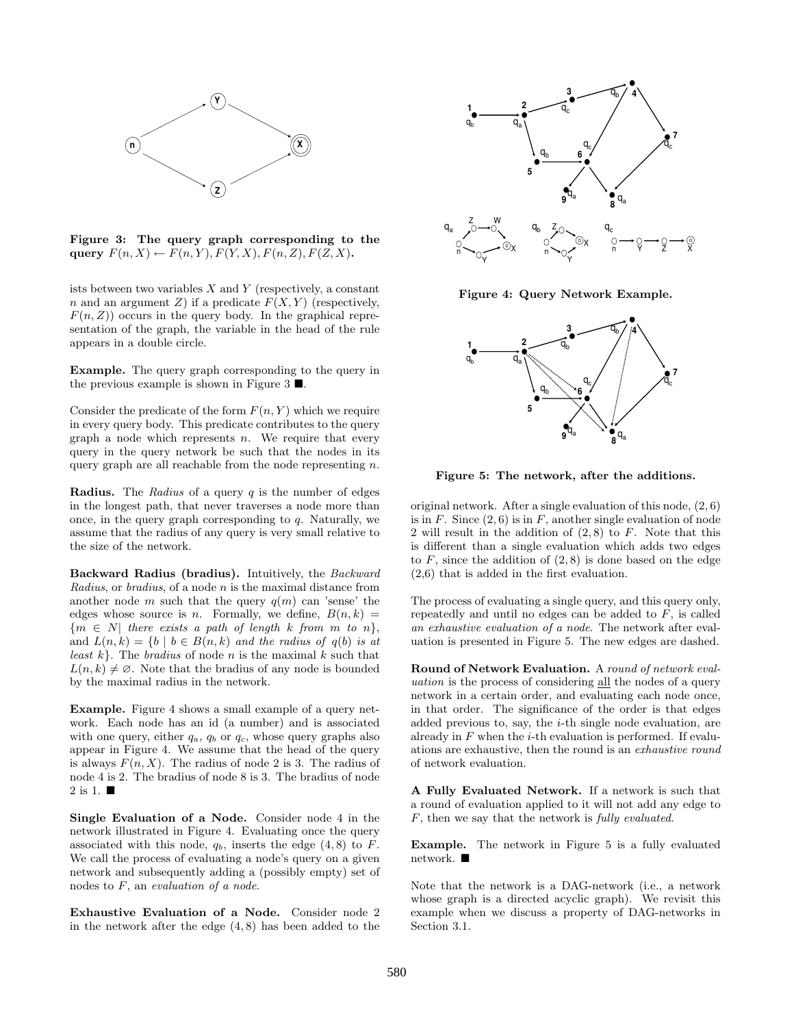Figure 3: The query graph corresponding to the query $F(n, X) \leftarrow F(n, Y), F(Y, X), F(n, Z), F(Z, X)$.

ists between two variables $X$ and $Y$ (respectively, a constant $n$ and an argument $Z$) if a predicate $F(X, Y)$ (respectively, $F(n, Z)$) occurs in the query body. In the graphical representation of the graph, the variable in the head of the rule appears in a double circle.

**Example.** The query graph corresponding to the query in the previous example is shown in Figure 3 ■.

Consider the predicate of the form $F(n, Y)$ which we require in every query body. This predicate contributes to the query graph a node which represents $n$. We require that every query in the query network be such that the nodes in its query graph are all reachable from the node representing $n$.

**Radius.** The *Radius* of a query $q$ is the number of edges in the longest path, that never traverses a node more than once, in the query graph corresponding to $q$. Naturally, we assume that the radius of any query is very small relative to the size of the network.

**Backward Radius (bradius).** Intuitively, the *Backward Radius*, or *bradius*, of a node $n$ is the maximal distance from another node $m$ such that the query $q(m)$ can 'sense' the edges whose source is $n$. Formally, we define, $B(n, k) = \{m \in N \mid$ *there exists a path of length* $k$ *from* $m$ *to* $n\}$, and $L(n, k) = \{b \mid b \in B(n, k)$ *and the radius of* $q(b)$ *is at least* $k\}$. The *bradius* of node $n$ is the maximal $k$ such that $L(n, k) \neq \varnothing$. Note that the bradius of any node is bounded by the maximal radius in the network.

**Example.** Figure 4 shows a small example of a query network. Each node has an id (a number) and is associated with one query, either $q_a$, $q_b$ or $q_c$, whose query graphs also appear in Figure 4. We assume that the head of the query is always $F(n, X)$. The radius of node 2 is 3. The radius of node 4 is 2. The bradius of node 8 is 3. The bradius of node 2 is 1. ■

**Single Evaluation of a Node.** Consider node 4 in the network illustrated in Figure 4. Evaluating once the query associated with this node, $q_b$, inserts the edge $(4, 8)$ to $F$. We call the process of evaluating a node's query on a given network and subsequently adding a (possibly empty) set of nodes to $F$, an *evaluation of a node*.

**Exhaustive Evaluation of a Node.** Consider node 2 in the network after the edge $(4, 8)$ has been added to the original network. After a single evaluation of this node, $(2, 6)$ is in $F$. Since $(2, 6)$ is in $F$, another single evaluation of node 2 will result in the addition of $(2, 8)$ to $F$. Note that this is different than a single evaluation which adds two edges to $F$, since the addition of $(2, 8)$ is done based on the edge $(2,6)$ that is added in the first evaluation.

Figure 4: Query Network Example.

Figure 5: The network, after the additions.

The process of evaluating a single query, and this query only, repeatedly and until no edges can be added to $F$, is called *an exhaustive evaluation of a node*. The network after evaluation is presented in Figure 5. The new edges are dashed.

**Round of Network Evaluation.** A *round of network evaluation* is the process of considering all the nodes of a query network in a certain order, and evaluating each node once, in that order. The significance of the order is that edges added previous to, say, the $i$-th single node evaluation, are already in $F$ when the $i$-th evaluation is performed. If evaluations are exhaustive, then the round is an *exhaustive round* of network evaluation.

**A Fully Evaluated Network.** If a network is such that a round of evaluation applied to it will not add any edge to $F$, then we say that the network is *fully evaluated*.

**Example.** The network in Figure 5 is a fully evaluated network. ■

Note that the network is a DAG-network (i.e., a network whose graph is a directed acyclic graph). We revisit this example when we discuss a property of DAG-networks in Section 3.1.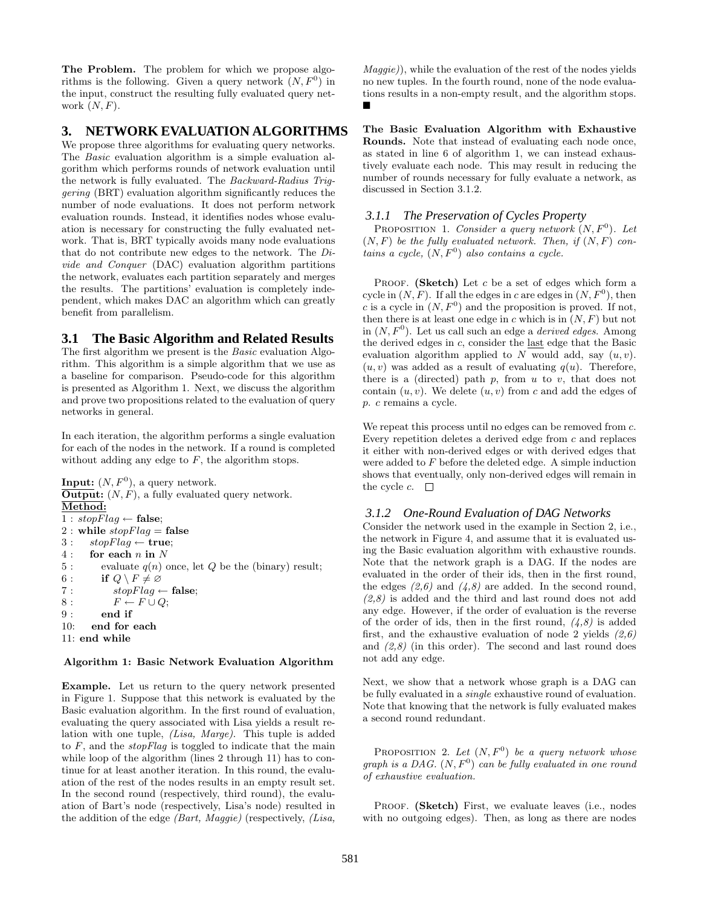**The Problem.** The problem for which we propose algorithms is the following. Given a query network $(N, F^0)$ in the input, construct the resulting fully evaluated query network $(N, F)$.

## 3. NETWORK EVALUATION ALGORITHMS

We propose three algorithms for evaluating query networks. The *Basic* evaluation algorithm is a simple evaluation algorithm which performs rounds of network evaluation until the network is fully evaluated. The *Backward-Radius Triggering* (BRT) evaluation algorithm significantly reduces the number of node evaluations. It does not perform network evaluation rounds. Instead, it identifies nodes whose evaluation is necessary for constructing the fully evaluated network. That is, BRT typically avoids many node evaluations that do not contribute new edges to the network. The *Divide and Conquer* (DAC) evaluation algorithm partitions the network, evaluates each partition separately and merges the results. The partitions' evaluation is completely independent, which makes DAC an algorithm which can greatly benefit from parallelism.

### 3.1 The Basic Algorithm and Related Results

The first algorithm we present is the *Basic* evaluation Algorithm. This algorithm is a simple algorithm that we use as a baseline for comparison. Pseudo-code for this algorithm is presented as Algorithm 1. Next, we discuss the algorithm and prove two propositions related to the evaluation of query networks in general.

In each iteration, the algorithm performs a single evaluation for each of the nodes in the network. If a round is completed without adding any edge to $F$, the algorithm stops.

**Input:** $(N, F^0)$, a query network.
**Output:** $(N, F)$, a fully evaluated query network.
**Method:**

```
1 : stopFlag ← false;
2 : while stopFlag = false
3 :     stopFlag ← true;
4 :     for each n in N
5 :         evaluate q(n) once, let Q be the (binary) result;
6 :         if Q \ F ≠ ∅
7 :             stopFlag ← false;
8 :             F ← F ∪ Q;
9 :         end if
10:     end for each
11: end while
```

**Algorithm 1: Basic Network Evaluation Algorithm**

**Example.** Let us return to the query network presented in Figure 1. Suppose that this network is evaluated by the Basic evaluation algorithm. In the first round of evaluation, evaluating the query associated with Lisa yields a result relation with one tuple, *(Lisa, Marge)*. This tuple is added to $F$, and the *stopFlag* is toggled to indicate that the main while loop of the algorithm (lines 2 through 11) has to continue for at least another iteration. In this round, the evaluation of the rest of the nodes results in an empty result set. In the second round (respectively, third round), the evaluation of Bart's node (respectively, Lisa's node) resulted in the addition of the edge *(Bart, Maggie)* (respectively, *(Lisa, Maggie)*), while the evaluation of the rest of the nodes yields no new tuples. In the fourth round, none of the node evaluations results in a non-empty result, and the algorithm stops. ■

**The Basic Evaluation Algorithm with Exhaustive Rounds.** Note that instead of evaluating each node once, as stated in line 6 of algorithm 1, we can instead exhaustively evaluate each node. This may result in reducing the number of rounds necessary for fully evaluate a network, as discussed in Section 3.1.2.

#### 3.1.1 The Preservation of Cycles Property

PROPOSITION 1. *Consider a query network $(N, F^0)$. Let $(N, F)$ be the fully evaluated network. Then, if $(N, F)$ contains a cycle, $(N, F^0)$ also contains a cycle.*

PROOF. **(Sketch)** Let $c$ be a set of edges which form a cycle in $(N, F)$. If all the edges in $c$ are edges in $(N, F^0)$, then $c$ is a cycle in $(N, F^0)$ and the proposition is proved. If not, then there is at least one edge in $c$ which is in $(N, F)$ but not in $(N, F^0)$. Let us call such an edge a *derived edges.* Among the derived edges in $c$, consider the last edge that the Basic evaluation algorithm applied to $N$ would add, say $(u, v)$. $(u, v)$ was added as a result of evaluating $q(u)$. Therefore, there is a (directed) path $p$, from $u$ to $v$, that does not contain $(u, v)$. We delete $(u, v)$ from $c$ and add the edges of $p$. $c$ remains a cycle.

We repeat this process until no edges can be removed from $c$. Every repetition deletes a derived edge from $c$ and replaces it either with non-derived edges or with derived edges that were added to $F$ before the deleted edge. A simple induction shows that eventually, only non-derived edges will remain in the cycle $c$. □

#### 3.1.2 One-Round Evaluation of DAG Networks

Consider the network used in the example in Section 2, i.e., the network in Figure 4, and assume that it is evaluated using the Basic evaluation algorithm with exhaustive rounds. Note that the network graph is a DAG. If the nodes are evaluated in the order of their ids, then in the first round, the edges *(2,6)* and *(4,8)* are added. In the second round, *(2,8)* is added and the third and last round does not add any edge. However, if the order of evaluation is the reverse of the order of ids, then in the first round, *(4,8)* is added first, and the exhaustive evaluation of node 2 yields *(2,6)* and *(2,8)* (in this order). The second and last round does not add any edge.

Next, we show that a network whose graph is a DAG can be fully evaluated in a *single* exhaustive round of evaluation. Note that knowing that the network is fully evaluated makes a second round redundant.

PROPOSITION 2. *Let $(N, F^0)$ be a query network whose graph is a DAG. $(N, F^0)$ can be fully evaluated in one round of exhaustive evaluation.*

PROOF. **(Sketch)** First, we evaluate leaves (i.e., nodes with no outgoing edges). Then, as long as there are nodes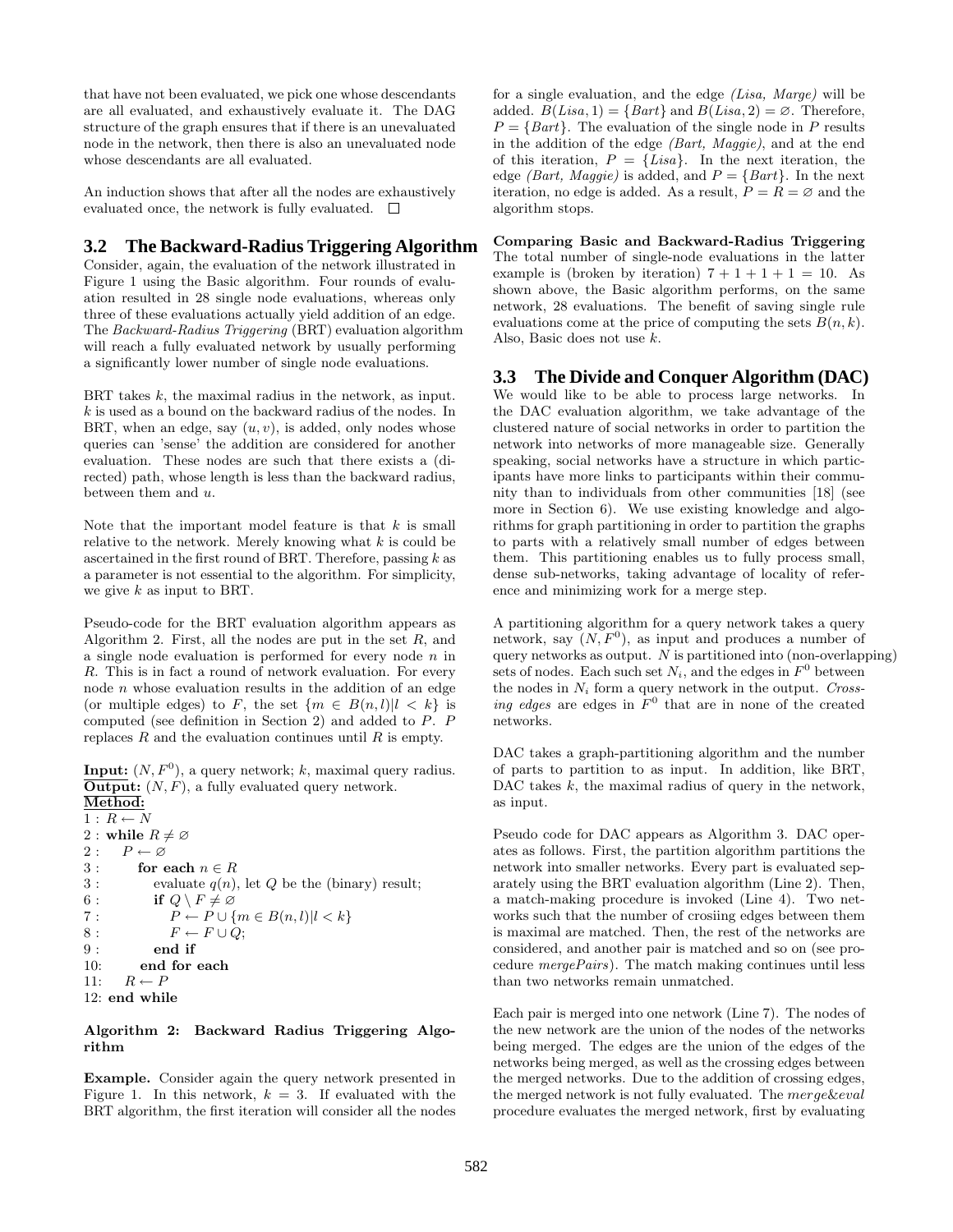that have not been evaluated, we pick one whose descendants are all evaluated, and exhaustively evaluate it. The DAG structure of the graph ensures that if there is an unevaluated node in the network, then there is also an unevaluated node whose descendants are all evaluated.

An induction shows that after all the nodes are exhaustively evaluated once, the network is fully evaluated. □

## 3.2 The Backward-Radius Triggering Algorithm

Consider, again, the evaluation of the network illustrated in Figure 1 using the Basic algorithm. Four rounds of evaluation resulted in 28 single node evaluations, whereas only three of these evaluations actually yield addition of an edge. The *Backward-Radius Triggering* (BRT) evaluation algorithm will reach a fully evaluated network by usually performing a significantly lower number of single node evaluations.

BRT takes $k$, the maximal radius in the network, as input. $k$ is used as a bound on the backward radius of the nodes. In BRT, when an edge, say $(u, v)$, is added, only nodes whose queries can 'sense' the addition are considered for another evaluation. These nodes are such that there exists a (directed) path, whose length is less than the backward radius, between them and $u$.

Note that the important model feature is that $k$ is small relative to the network. Merely knowing what $k$ is could be ascertained in the first round of BRT. Therefore, passing $k$ as a parameter is not essential to the algorithm. For simplicity, we give $k$ as input to BRT.

Pseudo-code for the BRT evaluation algorithm appears as Algorithm 2. First, all the nodes are put in the set $R$, and a single node evaluation is performed for every node $n$ in $R$. This is in fact a round of network evaluation. For every node $n$ whose evaluation results in the addition of an edge (or multiple edges) to $F$, the set $\{m \in B(n,l) | l < k\}$ is computed (see definition in Section 2) and added to $P$. $P$ replaces $R$ and the evaluation continues until $R$ is empty.

**Input:** $(N, F^0)$, a query network; $k$, maximal query radius.
**Output:** $(N, F)$, a fully evaluated query network.
**Method:**

```
1 : R ← N
2 : while R ≠ ∅
2 :     P ← ∅
3 :     for each n ∈ R
3 :         evaluate q(n), let Q be the (binary) result;
6 :         if Q \ F ≠ ∅
7 :             P ← P ∪ {m ∈ B(n,l) | l < k}
8 :             F ← F ∪ Q;
9 :         end if
10:     end for each
11:     R ← P
12: end while
```

**Algorithm 2: Backward Radius Triggering Algorithm**

**Example.** Consider again the query network presented in Figure 1. In this network, $k = 3$. If evaluated with the BRT algorithm, the first iteration will consider all the nodes for a single evaluation, and the edge *(Lisa, Marge)* will be added. $B(Lisa, 1) = \{Bart\}$ and $B(Lisa, 2) = \varnothing$. Therefore, $P = \{Bart\}$. The evaluation of the single node in $P$ results in the addition of the edge *(Bart, Maggie)*, and at the end of this iteration, $P = \{Lisa\}$. In the next iteration, the edge *(Bart, Maggie)* is added, and $P = \{Bart\}$. In the next iteration, no edge is added. As a result, $P = R = \varnothing$ and the algorithm stops.

**Comparing Basic and Backward-Radius Triggering** The total number of single-node evaluations in the latter example is (broken by iteration) $7 + 1 + 1 + 1 = 10$. As shown above, the Basic algorithm performs, on the same network, 28 evaluations. The benefit of saving single rule evaluations come at the price of computing the sets $B(n, k)$. Also, Basic does not use $k$.

## 3.3 The Divide and Conquer Algorithm (DAC)

We would like to be able to process large networks. In the DAC evaluation algorithm, we take advantage of the clustered nature of social networks in order to partition the network into networks of more manageable size. Generally speaking, social networks have a structure in which participants have more links to participants within their community than to individuals from other communities [18] (see more in Section 6). We use existing knowledge and algorithms for graph partitioning in order to partition the graphs to parts with a relatively small number of edges between them. This partitioning enables us to fully process small, dense sub-networks, taking advantage of locality of reference and minimizing work for a merge step.

A partitioning algorithm for a query network takes a query network, say $(N, F^0)$, as input and produces a number of query networks as output. $N$ is partitioned into (non-overlapping) sets of nodes. Each such set $N_i$, and the edges in $F^0$ between the nodes in $N_i$ form a query network in the output. *Crossing edges* are edges in $F^0$ that are in none of the created networks.

DAC takes a graph-partitioning algorithm and the number of parts to partition to as input. In addition, like BRT, DAC takes $k$, the maximal radius of query in the network, as input.

Pseudo code for DAC appears as Algorithm 3. DAC operates as follows. First, the partition algorithm partitions the network into smaller networks. Every part is evaluated separately using the BRT evaluation algorithm (Line 2). Then, a match-making procedure is invoked (Line 4). Two networks such that the number of crosiing edges between them is maximal are matched. Then, the rest of the networks are considered, and another pair is matched and so on (see procedure *mergePairs*). The match making continues until less than two networks remain unmatched.

Each pair is merged into one network (Line 7). The nodes of the new network are the union of the nodes of the networks being merged. The edges are the union of the edges of the networks being merged, as well as the crossing edges between the merged networks. Due to the addition of crossing edges, the merged network is not fully evaluated. The *merge&eval* procedure evaluates the merged network, first by evaluating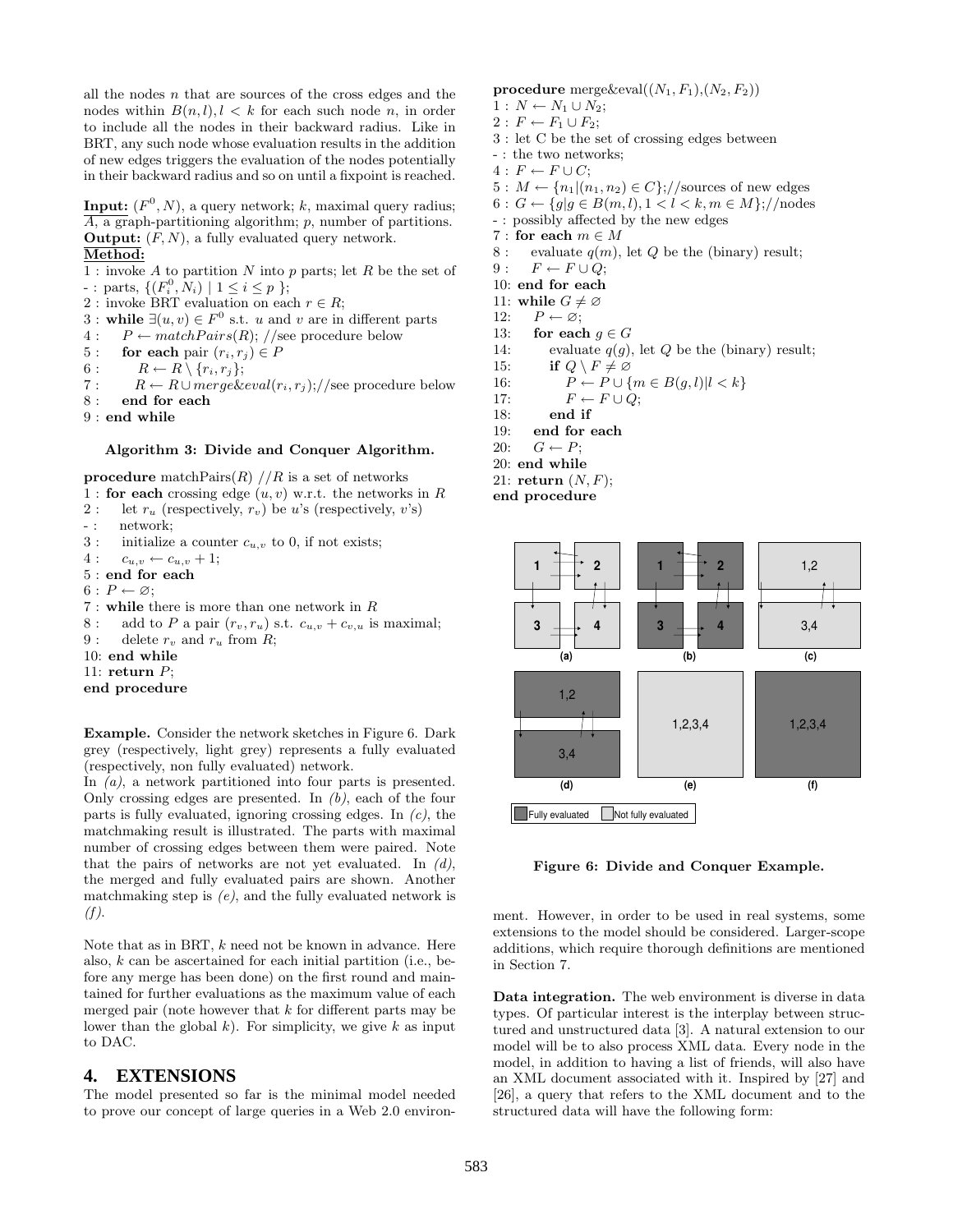all the nodes $n$ that are sources of the cross edges and the nodes within $B(n, l), l < k$ for each such node $n$, in order to include all the nodes in their backward radius. Like in BRT, any such node whose evaluation results in the addition of new edges triggers the evaluation of the nodes potentially in their backward radius and so on until a fixpoint is reached.

**Input:** $(F^0, N)$, a query network; $k$, maximal query radius; $A$, a graph-partitioning algorithm; $p$, number of partitions.
**Output:** $(F, N)$, a fully evaluated query network.
**Method:**

```
1 : invoke A to partition N into p parts; let R be the set of
- : parts, {(F_i^0, N_i) | 1 ≤ i ≤ p };
2 : invoke BRT evaluation on each r ∈ R;
3 : while ∃(u, v) ∈ F^0 s.t. u and v are in different parts
4 :     P ← matchPairs(R); //see procedure below
5 :     for each pair (r_i, r_j) ∈ P
6 :         R ← R \ {r_i, r_j};
7 :         R ← R ∪ merge&eval(r_i, r_j);//see procedure below
8 :     end for each
9 : end while
```

**Algorithm 3: Divide and Conquer Algorithm.**

```
procedure matchPairs(R) //R is a set of networks
1 : for each crossing edge (u, v) w.r.t. the networks in R
2 :     let r_u (respectively, r_v) be u's (respectively, v's)
- :     network;
3 :     initialize a counter c_{u,v} to 0, if not exists;
4 :     c_{u,v} ← c_{u,v} + 1;
5 : end for each
6 : P ← ∅;
7 : while there is more than one network in R
8 :     add to P a pair (r_v, r_u) s.t. c_{u,v} + c_{v,u} is maximal;
9 :     delete r_v and r_u from R;
10: end while
11: return P;
end procedure
```

```
procedure merge&eval((N_1, F_1),(N_2, F_2))
1 : N ← N_1 ∪ N_2;
2 : F ← F_1 ∪ F_2;
3 : let C be the set of crossing edges between
- : the two networks;
4 : F ← F ∪ C;
5 : M ← {n_1|(n_1, n_2) ∈ C};//sources of new edges
6 : G ← {g|g ∈ B(m, l), 1 < l < k, m ∈ M};//nodes
- : possibly affected by the new edges
7 : for each m ∈ M
8 :     evaluate q(m), let Q be the (binary) result;
9 :     F ← F ∪ Q;
10: end for each
11: while G ≠ ∅
12:     P ← ∅;
13:     for each g ∈ G
14:         evaluate q(g), let Q be the (binary) result;
15:         if Q \ F ≠ ∅
16:             P ← P ∪ {m ∈ B(g, l)|l < k}
17:             F ← F ∪ Q;
18:         end if
19:     end for each
20:     G ← P;
20: end while
21: return (N, F);
end procedure
```

**Example.** Consider the network sketches in Figure 6. Dark grey (respectively, light grey) represents a fully evaluated (respectively, non fully evaluated) network.
In *(a)*, a network partitioned into four parts is presented. Only crossing edges are presented. In *(b)*, each of the four parts is fully evaluated, ignoring crossing edges. In *(c)*, the matchmaking result is illustrated. The parts with maximal number of crossing edges between them were paired. Note that the pairs of networks are not yet evaluated. In *(d)*, the merged and fully evaluated pairs are shown. Another matchmaking step is *(e)*, and the fully evaluated network is *(f)*.

**Figure 6: Divide and Conquer Example.**

Note that as in BRT, $k$ need not be known in advance. Here also, $k$ can be ascertained for each initial partition (i.e., before any merge has been done) on the first round and maintained for further evaluations as the maximum value of each merged pair (note however that $k$ for different parts may be lower than the global $k$). For simplicity, we give $k$ as input to DAC.

## 4. EXTENSIONS

The model presented so far is the minimal model needed to prove our concept of large queries in a Web 2.0 environment. However, in order to be used in real systems, some extensions to the model should be considered. Larger-scope additions, which require thorough definitions are mentioned in Section 7.

**Data integration.** The web environment is diverse in data types. Of particular interest is the interplay between structured and unstructured data [3]. A natural extension to our model will be to also process XML data. Every node in the model, in addition to having a list of friends, will also have an XML document associated with it. Inspired by [27] and [26], a query that refers to the XML document and to the structured data will have the following form: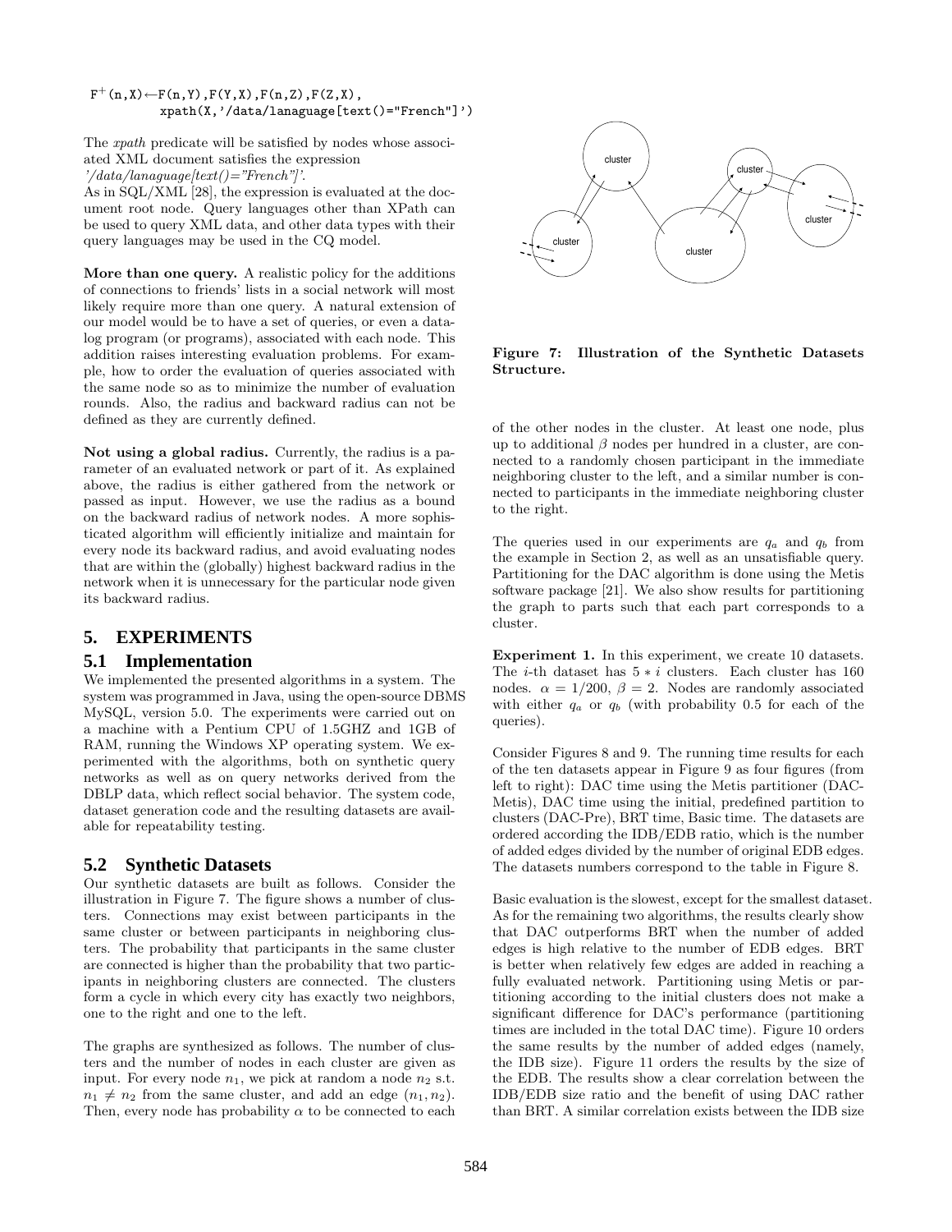```
F+(n,X)←F(n,Y),F(Y,X),F(n,Z),F(Z,X),
        xpath(X,'/data/lanaguage[text()="French"]')
```

The *xpath* predicate will be satisfied by nodes whose associated XML document satisfies the expression *'/data/lanaguage[text()="French"]'*.
As in SQL/XML [28], the expression is evaluated at the document root node. Query languages other than XPath can be used to query XML data, and other data types with their query languages may be used in the CQ model.

**More than one query.** A realistic policy for the additions of connections to friends' lists in a social network will most likely require more than one query. A natural extension of our model would be to have a set of queries, or even a datalog program (or programs), associated with each node. This addition raises interesting evaluation problems. For example, how to order the evaluation of queries associated with the same node so as to minimize the number of evaluation rounds. Also, the radius and backward radius can not be defined as they are currently defined.

**Not using a global radius.** Currently, the radius is a parameter of an evaluated network or part of it. As explained above, the radius is either gathered from the network or passed as input. However, we use the radius as a bound on the backward radius of network nodes. A more sophisticated algorithm will efficiently initialize and maintain for every node its backward radius, and avoid evaluating nodes that are within the (globally) highest backward radius in the network when it is unnecessary for the particular node given its backward radius.

## 5. EXPERIMENTS

### 5.1 Implementation

We implemented the presented algorithms in a system. The system was programmed in Java, using the open-source DBMS MySQL, version 5.0. The experiments were carried out on a machine with a Pentium CPU of 1.5GHZ and 1GB of RAM, running the Windows XP operating system. We experimented with the algorithms, both on synthetic query networks as well as on query networks derived from the DBLP data, which reflect social behavior. The system code, dataset generation code and the resulting datasets are available for repeatability testing.

### 5.2 Synthetic Datasets

Our synthetic datasets are built as follows. Consider the illustration in Figure 7. The figure shows a number of clusters. Connections may exist between participants in the same cluster or between participants in neighboring clusters. The probability that participants in the same cluster are connected is higher than the probability that two participants in neighboring clusters are connected. The clusters form a cycle in which every city has exactly two neighbors, one to the right and one to the left.

The graphs are synthesized as follows. The number of clusters and the number of nodes in each cluster are given as input. For every node $n_1$, we pick at random a node $n_2$ s.t. $n_1 \neq n_2$ from the same cluster, and add an edge $(n_1, n_2)$. Then, every node has probability $\alpha$ to be connected to each of the other nodes in the cluster. At least one node, plus up to additional $\beta$ nodes per hundred in a cluster, are connected to a randomly chosen participant in the immediate neighboring cluster to the left, and a similar number is connected to participants in the immediate neighboring cluster to the right.

**Figure 7: Illustration of the Synthetic Datasets Structure.**

The queries used in our experiments are $q_a$ and $q_b$ from the example in Section 2, as well as an unsatisfiable query. Partitioning for the DAC algorithm is done using the Metis software package [21]. We also show results for partitioning the graph to parts such that each part corresponds to a cluster.

**Experiment 1.** In this experiment, we create 10 datasets. The $i$-th dataset has $5 * i$ clusters. Each cluster has 160 nodes. $\alpha = 1/200$, $\beta = 2$. Nodes are randomly associated with either $q_a$ or $q_b$ (with probability 0.5 for each of the queries).

Consider Figures 8 and 9. The running time results for each of the ten datasets appear in Figure 9 as four figures (from left to right): DAC time using the Metis partitioner (DAC-Metis), DAC time using the initial, predefined partition to clusters (DAC-Pre), BRT time, Basic time. The datasets are ordered according the IDB/EDB ratio, which is the number of added edges divided by the number of original EDB edges. The datasets numbers correspond to the table in Figure 8.

Basic evaluation is the slowest, except for the smallest dataset. As for the remaining two algorithms, the results clearly show that DAC outperforms BRT when the number of added edges is high relative to the number of EDB edges. BRT is better when relatively few edges are added in reaching a fully evaluated network. Partitioning using Metis or partitioning according to the initial clusters does not make a significant difference for DAC's performance (partitioning times are included in the total DAC time). Figure 10 orders the same results by the number of added edges (namely, the IDB size). Figure 11 orders the results by the size of the EDB. The results show a clear correlation between the IDB/EDB size ratio and the benefit of using DAC rather than BRT. A similar correlation exists between the IDB size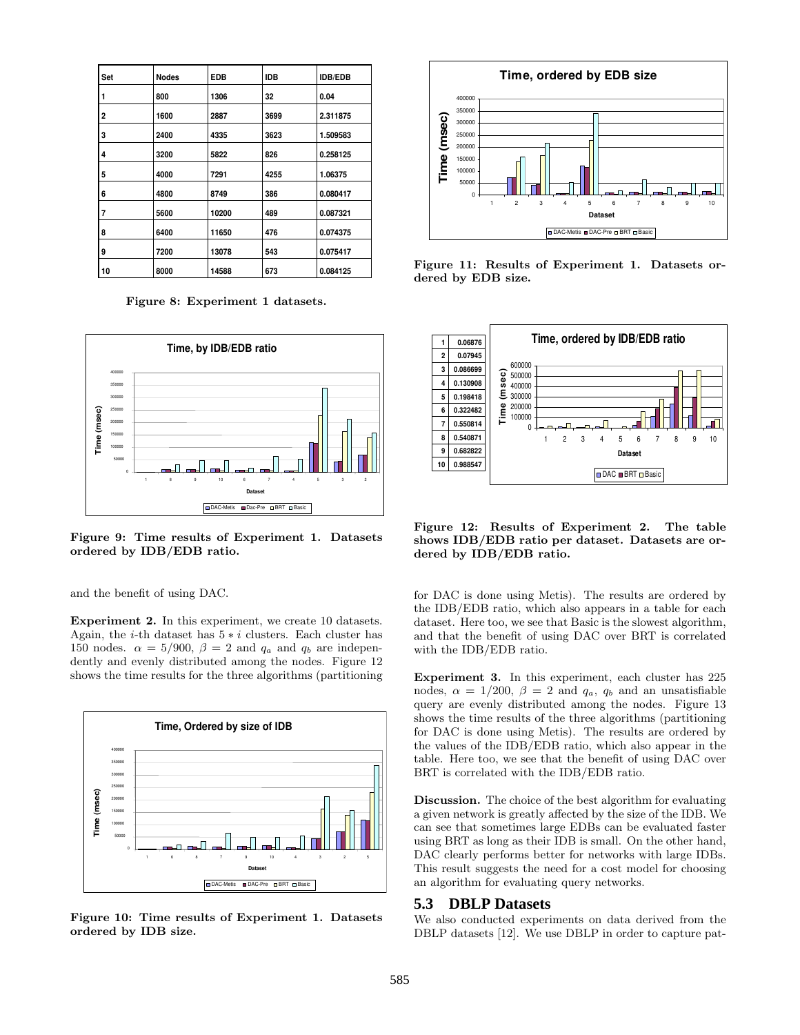| Set | Nodes | EDB | IDB | IDB/EDB |
|---|---|---|---|---|
| 1 | 800 | 1306 | 32 | 0.04 |
| 2 | 1600 | 2887 | 3699 | 2.311875 |
| 3 | 2400 | 4335 | 3623 | 1.509583 |
| 4 | 3200 | 5822 | 826 | 0.258125 |
| 5 | 4000 | 7291 | 4255 | 1.06375 |
| 6 | 4800 | 8749 | 386 | 0.080417 |
| 7 | 5600 | 10200 | 489 | 0.087321 |
| 8 | 6400 | 11650 | 476 | 0.074375 |
| 9 | 7200 | 13078 | 543 | 0.075417 |
| 10 | 8000 | 14588 | 673 | 0.084125 |

**Figure 8: Experiment 1 datasets.**

**Figure 9: Time results of Experiment 1. Datasets ordered by IDB/EDB ratio.**

**Figure 10: Time results of Experiment 1. Datasets ordered by IDB size.**

**Figure 11: Results of Experiment 1. Datasets ordered by EDB size.**

| | |
|---|---|
| 1 | 0.06876 |
| 2 | 0.07945 |
| 3 | 0.086699 |
| 4 | 0.130908 |
| 5 | 0.198418 |
| 6 | 0.322482 |
| 7 | 0.550814 |
| 8 | 0.540871 |
| 9 | 0.682822 |
| 10 | 0.988547 |

**Figure 12: Results of Experiment 2. The table shows IDB/EDB ratio per dataset. Datasets are ordered by IDB/EDB ratio.**

and the benefit of using DAC.

**Experiment 2.** In this experiment, we create 10 datasets. Again, the $i$-th dataset has $5 * i$ clusters. Each cluster has 150 nodes. $\alpha = 5/900$, $\beta = 2$ and $q_a$ and $q_b$ are independently and evenly distributed among the nodes. Figure 12 shows the time results for the three algorithms (partitioning for DAC is done using Metis). The results are ordered by the IDB/EDB ratio, which also appears in a table for each dataset. Here too, we see that Basic is the slowest algorithm, and that the benefit of using DAC over BRT is correlated with the IDB/EDB ratio.

**Experiment 3.** In this experiment, each cluster has 225 nodes, $\alpha = 1/200$, $\beta = 2$ and $q_a$, $q_b$ and an unsatisfiable query are evenly distributed among the nodes. Figure 13 shows the time results of the three algorithms (partitioning for DAC is done using Metis). The results are ordered by the values of the IDB/EDB ratio, which also appear in the table. Here too, we see that the benefit of using DAC over BRT is correlated with the IDB/EDB ratio.

**Discussion.** The choice of the best algorithm for evaluating a given network is greatly affected by the size of the IDB. We can see that sometimes large EDBs can be evaluated faster using BRT as long as their IDB is small. On the other hand, DAC clearly performs better for networks with large IDBs. This result suggests the need for a cost model for choosing an algorithm for evaluating query networks.

## 5.3 DBLP Datasets

We also conducted experiments on data derived from the DBLP datasets [12]. We use DBLP in order to capture pat-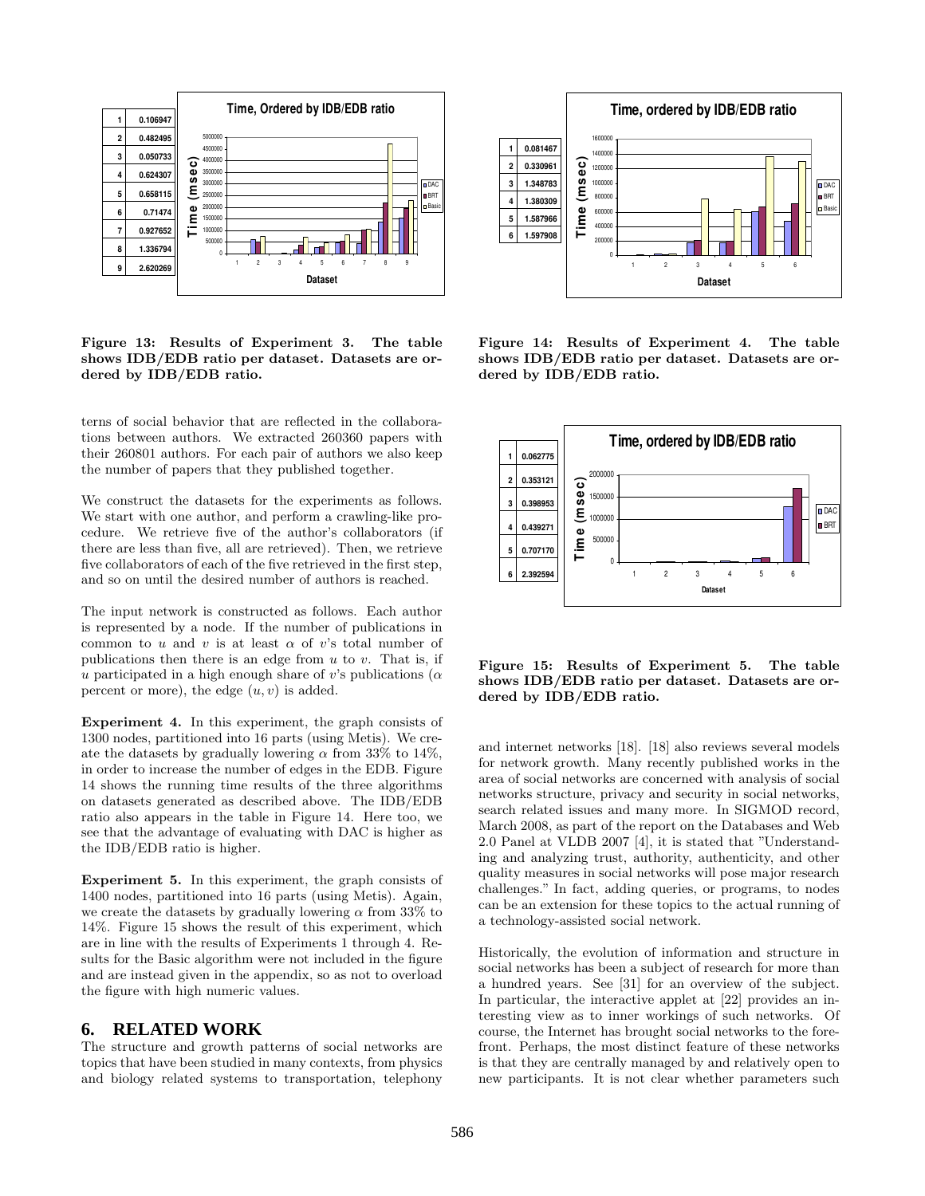| | |
|---|---|
| 1 | 0.106947 |
| 2 | 0.482495 |
| 3 | 0.050733 |
| 4 | 0.624307 |
| 5 | 0.658115 |
| 6 | 0.71474 |
| 7 | 0.927652 |
| 8 | 1.336794 |
| 9 | 2.620269 |

Figure 13: Results of Experiment 3. The table shows IDB/EDB ratio per dataset. Datasets are ordered by IDB/EDB ratio.

| | |
|---|---|
| 1 | 0.081467 |
| 2 | 0.330961 |
| 3 | 1.348783 |
| 4 | 1.380309 |
| 5 | 1.587966 |
| 6 | 1.597908 |

Figure 14: Results of Experiment 4. The table shows IDB/EDB ratio per dataset. Datasets are ordered by IDB/EDB ratio.

| | |
|---|---|
| 1 | 0.062775 |
| 2 | 0.353121 |
| 3 | 0.398953 |
| 4 | 0.439271 |
| 5 | 0.707170 |
| 6 | 2.392594 |

Figure 15: Results of Experiment 5. The table shows IDB/EDB ratio per dataset. Datasets are ordered by IDB/EDB ratio.

terns of social behavior that are reflected in the collaborations between authors. We extracted 260360 papers with their 260801 authors. For each pair of authors we also keep the number of papers that they published together.

We construct the datasets for the experiments as follows. We start with one author, and perform a crawling-like procedure. We retrieve five of the author's collaborators (if there are less than five, all are retrieved). Then, we retrieve five collaborators of each of the five retrieved in the first step, and so on until the desired number of authors is reached.

The input network is constructed as follows. Each author is represented by a node. If the number of publications in common to $u$ and $v$ is at least $\alpha$ of $v$'s total number of publications then there is an edge from $u$ to $v$. That is, if $u$ participated in a high enough share of $v$'s publications ($\alpha$ percent or more), the edge $(u, v)$ is added.

**Experiment 4.** In this experiment, the graph consists of 1300 nodes, partitioned into 16 parts (using Metis). We create the datasets by gradually lowering $\alpha$ from 33% to 14%, in order to increase the number of edges in the EDB. Figure 14 shows the running time results of the three algorithms on datasets generated as described above. The IDB/EDB ratio also appears in the table in Figure 14. Here too, we see that the advantage of evaluating with DAC is higher as the IDB/EDB ratio is higher.

**Experiment 5.** In this experiment, the graph consists of 1400 nodes, partitioned into 16 parts (using Metis). Again, we create the datasets by gradually lowering $\alpha$ from 33% to 14%. Figure 15 shows the result of this experiment, which are in line with the results of Experiments 1 through 4. Results for the Basic algorithm were not included in the figure and are instead given in the appendix, so as not to overload the figure with high numeric values.

## 6. RELATED WORK

The structure and growth patterns of social networks are topics that have been studied in many contexts, from physics and biology related systems to transportation, telephony and internet networks [18]. [18] also reviews several models for network growth. Many recently published works in the area of social networks are concerned with analysis of social networks structure, privacy and security in social networks, search related issues and many more. In SIGMOD record, March 2008, as part of the report on the Databases and Web 2.0 Panel at VLDB 2007 [4], it is stated that "Understanding and analyzing trust, authority, authenticity, and other quality measures in social networks will pose major research challenges." In fact, adding queries, or programs, to nodes can be an extension for these topics to the actual running of a technology-assisted social network.

Historically, the evolution of information and structure in social networks has been a subject of research for more than a hundred years. See [31] for an overview of the subject. In particular, the interactive applet at [22] provides an interesting view as to inner workings of such networks. Of course, the Internet has brought social networks to the forefront. Perhaps, the most distinct feature of these networks is that they are centrally managed by and relatively open to new participants. It is not clear whether parameters such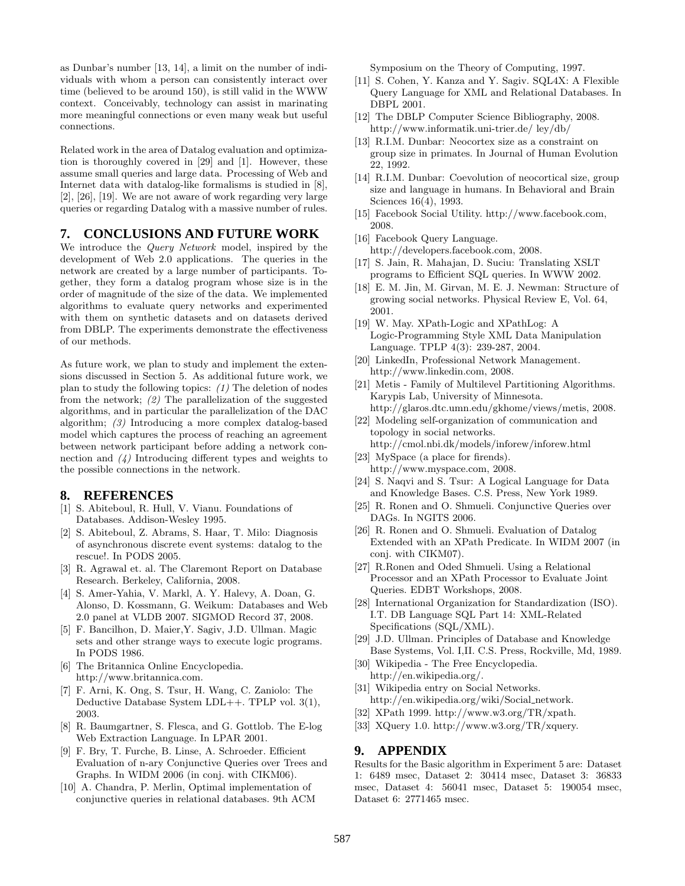as Dunbar's number [13, 14], a limit on the number of individuals with whom a person can consistently interact over time (believed to be around 150), is still valid in the WWW context. Conceivably, technology can assist in marinating more meaningful connections or even many weak but useful connections.

Related work in the area of Datalog evaluation and optimization is thoroughly covered in [29] and [1]. However, these assume small queries and large data. Processing of Web and Internet data with datalog-like formalisms is studied in [8], [2], [26], [19]. We are not aware of work regarding very large queries or regarding Datalog with a massive number of rules.

## 7. CONCLUSIONS AND FUTURE WORK

We introduce the *Query Network* model, inspired by the development of Web 2.0 applications. The queries in the network are created by a large number of participants. Together, they form a datalog program whose size is in the order of magnitude of the size of the data. We implemented algorithms to evaluate query networks and experimented with them on synthetic datasets and on datasets derived from DBLP. The experiments demonstrate the effectiveness of our methods.

As future work, we plan to study and implement the extensions discussed in Section 5. As additional future work, we plan to study the following topics: *(1)* The deletion of nodes from the network; *(2)* The parallelization of the suggested algorithms, and in particular the parallelization of the DAC algorithm; *(3)* Introducing a more complex datalog-based model which captures the process of reaching an agreement between network participant before adding a network connection and *(4)* Introducing different types and weights to the possible connections in the network.

## 8. REFERENCES

[1] S. Abiteboul, R. Hull, V. Vianu. Foundations of Databases. Addison-Wesley 1995.

[2] S. Abiteboul, Z. Abrams, S. Haar, T. Milo: Diagnosis of asynchronous discrete event systems: datalog to the rescue!. In PODS 2005.

[3] R. Agrawal et. al. The Claremont Report on Database Research. Berkeley, California, 2008.

[4] S. Amer-Yahia, V. Markl, A. Y. Halevy, A. Doan, G. Alonso, D. Kossmann, G. Weikum: Databases and Web 2.0 panel at VLDB 2007. SIGMOD Record 37, 2008.

[5] F. Bancilhon, D. Maier,Y. Sagiv, J.D. Ullman. Magic sets and other strange ways to execute logic programs. In PODS 1986.

[6] The Britannica Online Encyclopedia. http://www.britannica.com.

[7] F. Arni, K. Ong, S. Tsur, H. Wang, C. Zaniolo: The Deductive Database System LDL++. TPLP vol. 3(1), 2003.

[8] R. Baumgartner, S. Flesca, and G. Gottlob. The E-log Web Extraction Language. In LPAR 2001.

[9] F. Bry, T. Furche, B. Linse, A. Schroeder. Efficient Evaluation of n-ary Conjunctive Queries over Trees and Graphs. In WIDM 2006 (in conj. with CIKM06).

[10] A. Chandra, P. Merlin, Optimal implementation of conjunctive queries in relational databases. 9th ACM Symposium on the Theory of Computing, 1997.

[11] S. Cohen, Y. Kanza and Y. Sagiv. SQL4X: A Flexible Query Language for XML and Relational Databases. In DBPL 2001.

[12] The DBLP Computer Science Bibliography, 2008. http://www.informatik.uni-trier.de/ ley/db/

[13] R.I.M. Dunbar: Neocortex size as a constraint on group size in primates. In Journal of Human Evolution 22, 1992.

[14] R.I.M. Dunbar: Coevolution of neocortical size, group size and language in humans. In Behavioral and Brain Sciences 16(4), 1993.

[15] Facebook Social Utility. http://www.facebook.com, 2008.

[16] Facebook Query Language. http://developers.facebook.com, 2008.

[17] S. Jain, R. Mahajan, D. Suciu: Translating XSLT programs to Efficient SQL queries. In WWW 2002.

[18] E. M. Jin, M. Girvan, M. E. J. Newman: Structure of growing social networks. Physical Review E, Vol. 64, 2001.

[19] W. May. XPath-Logic and XPathLog: A Logic-Programming Style XML Data Manipulation Language. TPLP 4(3): 239-287, 2004.

[20] LinkedIn, Professional Network Management. http://www.linkedin.com, 2008.

[21] Metis - Family of Multilevel Partitioning Algorithms. Karypis Lab, University of Minnesota. http://glaros.dtc.umn.edu/gkhome/views/metis, 2008.

[22] Modeling self-organization of communication and topology in social networks. http://cmol.nbi.dk/models/inforew/inforew.html

[23] MySpace (a place for firends). http://www.myspace.com, 2008.

[24] S. Naqvi and S. Tsur: A Logical Language for Data and Knowledge Bases. C.S. Press, New York 1989.

[25] R. Ronen and O. Shmueli. Conjunctive Queries over DAGs. In NGITS 2006.

[26] R. Ronen and O. Shmueli. Evaluation of Datalog Extended with an XPath Predicate. In WIDM 2007 (in conj. with CIKM07).

[27] R.Ronen and Oded Shmueli. Using a Relational Processor and an XPath Processor to Evaluate Joint Queries. EDBT Workshops, 2008.

[28] International Organization for Standardization (ISO). I.T. DB Language SQL Part 14: XML-Related Specifications (SQL/XML).

[29] J.D. Ullman. Principles of Database and Knowledge Base Systems, Vol. I,II. C.S. Press, Rockville, Md, 1989.

[30] Wikipedia - The Free Encyclopedia. http://en.wikipedia.org/.

[31] Wikipedia entry on Social Networks. http://en.wikipedia.org/wiki/Social_network.

[32] XPath 1999. http://www.w3.org/TR/xpath.

[33] XQuery 1.0. http://www.w3.org/TR/xquery.

## 9. APPENDIX

Results for the Basic algorithm in Experiment 5 are: Dataset 1: 6489 msec, Dataset 2: 30414 msec, Dataset 3: 36833 msec, Dataset 4: 56041 msec, Dataset 5: 190054 msec, Dataset 6: 2771465 msec.